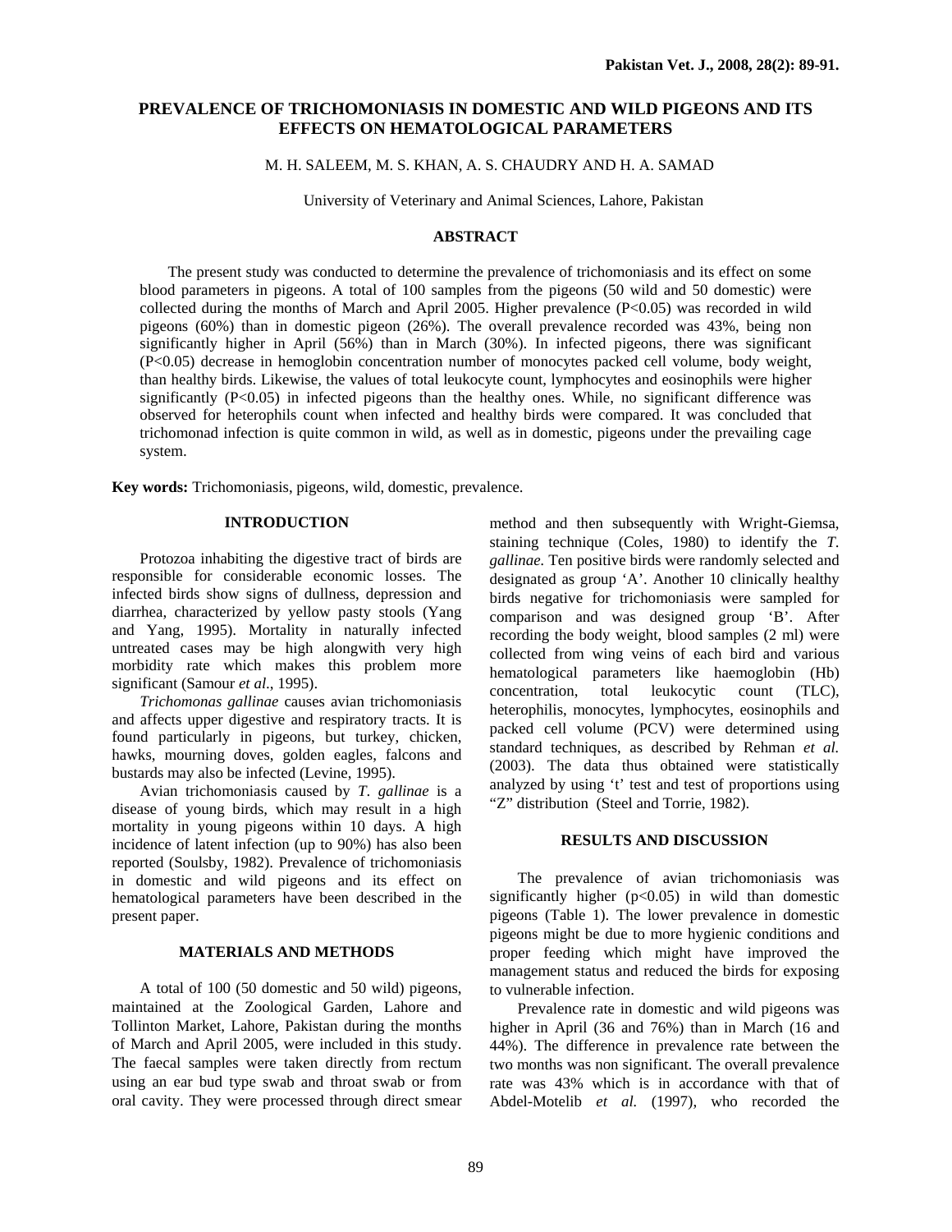# PREVALENCE OF TRICHOMONIASIS IN DOMESTIC AND WILD PIGEONS AND ITS EFFECTS ON HEMATOLOGICAL PARAMETERS

M. H. SALEEM, M. S. KHAN, A. S. CHAUDRY AND H. A. SAMAD

University of Veterinary and Animal Sciences, Lahore, Pakistan

## ABSTRACT

The present study was conducted to determine the prevalence of trichomoniasis and its effect on some blood parameters in pigeons. A total of 100 samples from the pigeons (50 wild and 50 domestic) were collected during the months of March and April 2005. Higher prevalence ($P<0.05$) was recorded in wild pigeons (60%) than in domestic pigeon (26%). The overall prevalence recorded was 43%, being non significantly higher in April (56%) than in March (30%). In infected pigeons, there was significant ($P<0.05$) decrease in hemoglobin concentration number of monocytes packed cell volume, body weight, than healthy birds. Likewise, the values of total leukocyte count, lymphocytes and eosinophils were higher significantly ($P<0.05$) in infected pigeons than the healthy ones. While, no significant difference was observed for heterophils count when infected and healthy birds were compared. It was concluded that trichomonad infection is quite common in wild, as well as in domestic, pigeons under the prevailing cage system.

**Key words:** Trichomoniasis, pigeons, wild, domestic, prevalence.

## INTRODUCTION

Protozoa inhabiting the digestive tract of birds are responsible for considerable economic losses. The infected birds show signs of dullness, depression and diarrhea, characterized by yellow pasty stools (Yang and Yang, 1995). Mortality in naturally infected untreated cases may be high alongwith very high morbidity rate which makes this problem more significant (Samour *et al*., 1995).

*Trichomonas gallinae* causes avian trichomoniasis and affects upper digestive and respiratory tracts. It is found particularly in pigeons, but turkey, chicken, hawks, mourning doves, golden eagles, falcons and bustards may also be infected (Levine, 1995).

Avian trichomoniasis caused by *T. gallinae* is a disease of young birds, which may result in a high mortality in young pigeons within 10 days. A high incidence of latent infection (up to 90%) has also been reported (Soulsby, 1982). Prevalence of trichomoniasis in domestic and wild pigeons and its effect on hematological parameters have been described in the present paper.

## MATERIALS AND METHODS

A total of 100 (50 domestic and 50 wild) pigeons, maintained at the Zoological Garden, Lahore and Tollinton Market, Lahore, Pakistan during the months of March and April 2005, were included in this study. The faecal samples were taken directly from rectum using an ear bud type swab and throat swab or from oral cavity. They were processed through direct smear method and then subsequently with Wright-Giemsa, staining technique (Coles, 1980) to identify the *T. gallinae*. Ten positive birds were randomly selected and designated as group 'A'. Another 10 clinically healthy birds negative for trichomoniasis were sampled for comparison and was designed group 'B'. After recording the body weight, blood samples (2 ml) were collected from wing veins of each bird and various hematological parameters like haemoglobin (Hb) concentration, total leukocytic count (TLC), heterophilis, monocytes, lymphocytes, eosinophils and packed cell volume (PCV) were determined using standard techniques, as described by Rehman *et al.* (2003). The data thus obtained were statistically analyzed by using 't' test and test of proportions using "Z" distribution (Steel and Torrie, 1982).

## RESULTS AND DISCUSSION

The prevalence of avian trichomoniasis was significantly higher ($p<0.05$) in wild than domestic pigeons (Table 1). The lower prevalence in domestic pigeons might be due to more hygienic conditions and proper feeding which might have improved the management status and reduced the birds for exposing to vulnerable infection.

Prevalence rate in domestic and wild pigeons was higher in April (36 and 76%) than in March (16 and 44%). The difference in prevalence rate between the two months was non significant. The overall prevalence rate was 43% which is in accordance with that of Abdel-Motelib *et al.* (1997), who recorded the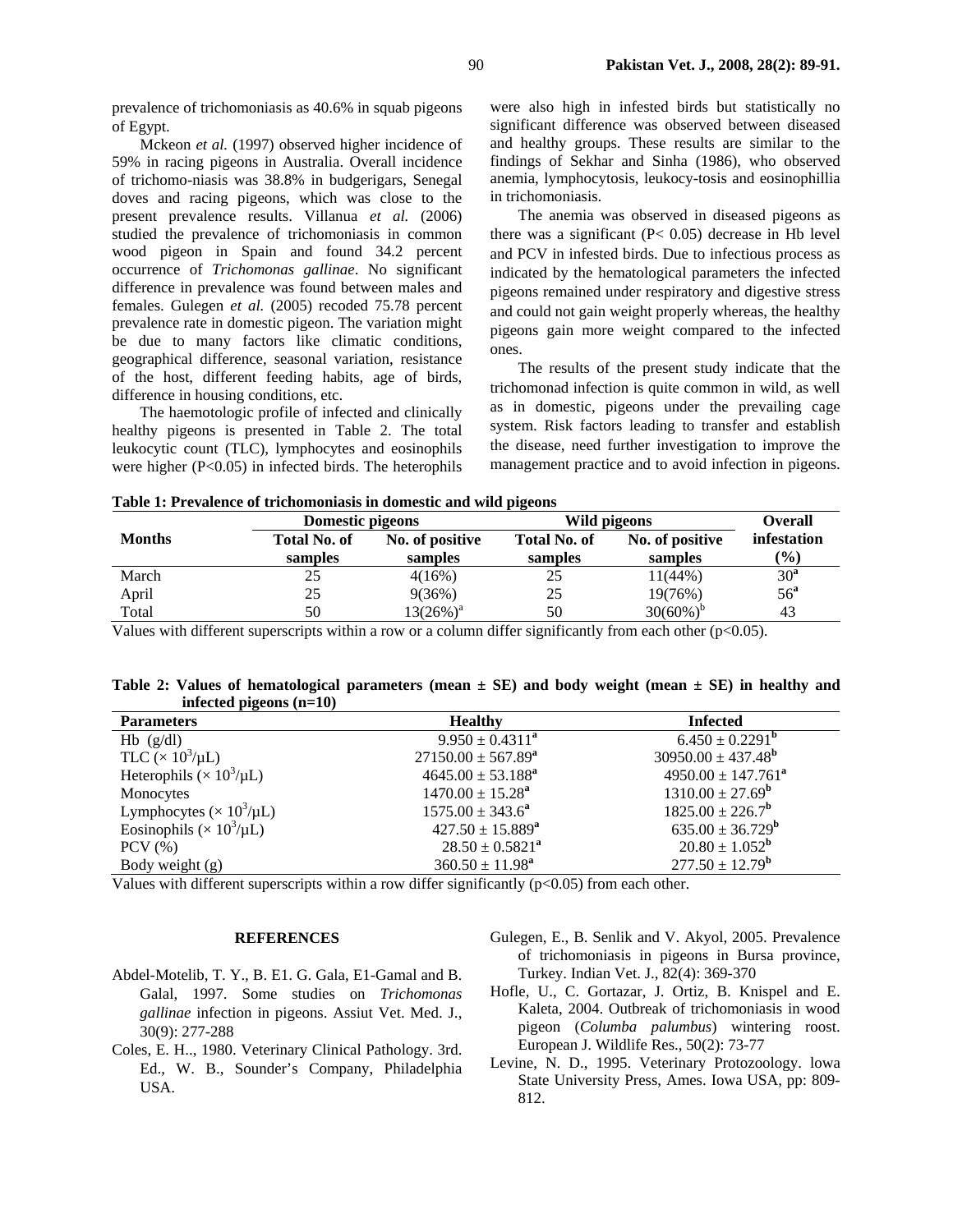prevalence of trichomoniasis as 40.6% in squab pigeons of Egypt.

Mckeon *et al.* (1997) observed higher incidence of 59% in racing pigeons in Australia. Overall incidence of trichomo-niasis was 38.8% in budgerigars, Senegal doves and racing pigeons, which was close to the present prevalence results. Villanua *et al.* (2006) studied the prevalence of trichomoniasis in common wood pigeon in Spain and found 34.2 percent occurrence of *Trichomonas gallinae*. No significant difference in prevalence was found between males and females. Gulegen *et al.* (2005) recoded 75.78 percent prevalence rate in domestic pigeon. The variation might be due to many factors like climatic conditions, geographical difference, seasonal variation, resistance of the host, different feeding habits, age of birds, difference in housing conditions, etc.

The haemotologic profile of infected and clinically healthy pigeons is presented in Table 2. The total leukocytic count (TLC), lymphocytes and eosinophils were higher ($P<0.05$) in infected birds. The heterophils were also high in infested birds but statistically no significant difference was observed between diseased and healthy groups. These results are similar to the findings of Sekhar and Sinha (1986), who observed anemia, lymphocytosis, leukocy-tosis and eosinophillia in trichomoniasis.

The anemia was observed in diseased pigeons as there was a significant ($P< 0.05$) decrease in Hb level and PCV in infested birds. Due to infectious process as indicated by the hematological parameters the infected pigeons remained under respiratory and digestive stress and could not gain weight properly whereas, the healthy pigeons gain more weight compared to the infected ones.

The results of the present study indicate that the trichomonad infection is quite common in wild, as well as in domestic, pigeons under the prevailing cage system. Risk factors leading to transfer and establish the disease, need further investigation to improve the management practice and to avoid infection in pigeons.

**Table 1: Prevalence of trichomoniasis in domestic and wild pigeons**

| Months | Domestic pigeons | | Wild pigeons | | Overall infestation (%) |
|---|---|---|---|---|---|
| | Total No. of samples | No. of positive samples | Total No. of samples | No. of positive samples | |
| March | 25 | 4(16%) | 25 | 11(44%) | 30[a] |
| April | 25 | 9(36%) | 25 | 19(76%) | 56[a] |
| Total | 50 | 13(26%)[a] | 50 | 30(60%)[b] | 43 |

Values with different superscripts within a row or a column differ significantly from each other ($p<0.05$).

**Table 2: Values of hematological parameters (mean ± SE) and body weight (mean ± SE) in healthy and infected pigeons (n=10)**

| Parameters | Healthy | Infected |
|---|---|---|
| Hb (g/dl) | 9.950 ± 0.4311[a] | 6.450 ± 0.2291[b] |
| TLC ($\times 10^3/\mu L$) | 27150.00 ± 567.89[a] | 30950.00 ± 437.48[b] |
| Heterophils ($\times 10^3/\mu L$) | 4645.00 ± 53.188[a] | 4950.00 ± 147.761[a] |
| Monocytes | 1470.00 ± 15.28[a] | 1310.00 ± 27.69[b] |
| Lymphocytes ($\times 10^3/\mu L$) | 1575.00 ± 343.6[a] | 1825.00 ± 226.7[b] |
| Eosinophils ($\times 10^3/\mu L$) | 427.50 ± 15.889[a] | 635.00 ± 36.729[b] |
| PCV (%) | 28.50 ± 0.5821[a] | 20.80 ± 1.052[b] |
| Body weight (g) | 360.50 ± 11.98[a] | 277.50 ± 12.79[b] |

Values with different superscripts within a row differ significantly ($p<0.05$) from each other.

## REFERENCES

Abdel-Motelib, T. Y., B. E1. G. Gala, E1-Gamal and B. Galal, 1997. Some studies on *Trichomonas gallinae* infection in pigeons. Assiut Vet. Med. J., 30(9): 277-288

Coles, E. H.., 1980. Veterinary Clinical Pathology. 3rd. Ed., W. B., Sounder's Company, Philadelphia USA.

Gulegen, E., B. Senlik and V. Akyol, 2005. Prevalence of trichomoniasis in pigeons in Bursa province, Turkey. Indian Vet. J., 82(4): 369-370

Hofle, U., C. Gortazar, J. Ortiz, B. Knispel and E. Kaleta, 2004. Outbreak of trichomoniasis in wood pigeon (*Columba palumbus*) wintering roost. European J. Wildlife Res., 50(2): 73-77

Levine, N. D., 1995. Veterinary Protozoology. lowa State University Press, Ames. Iowa USA, pp: 809-812.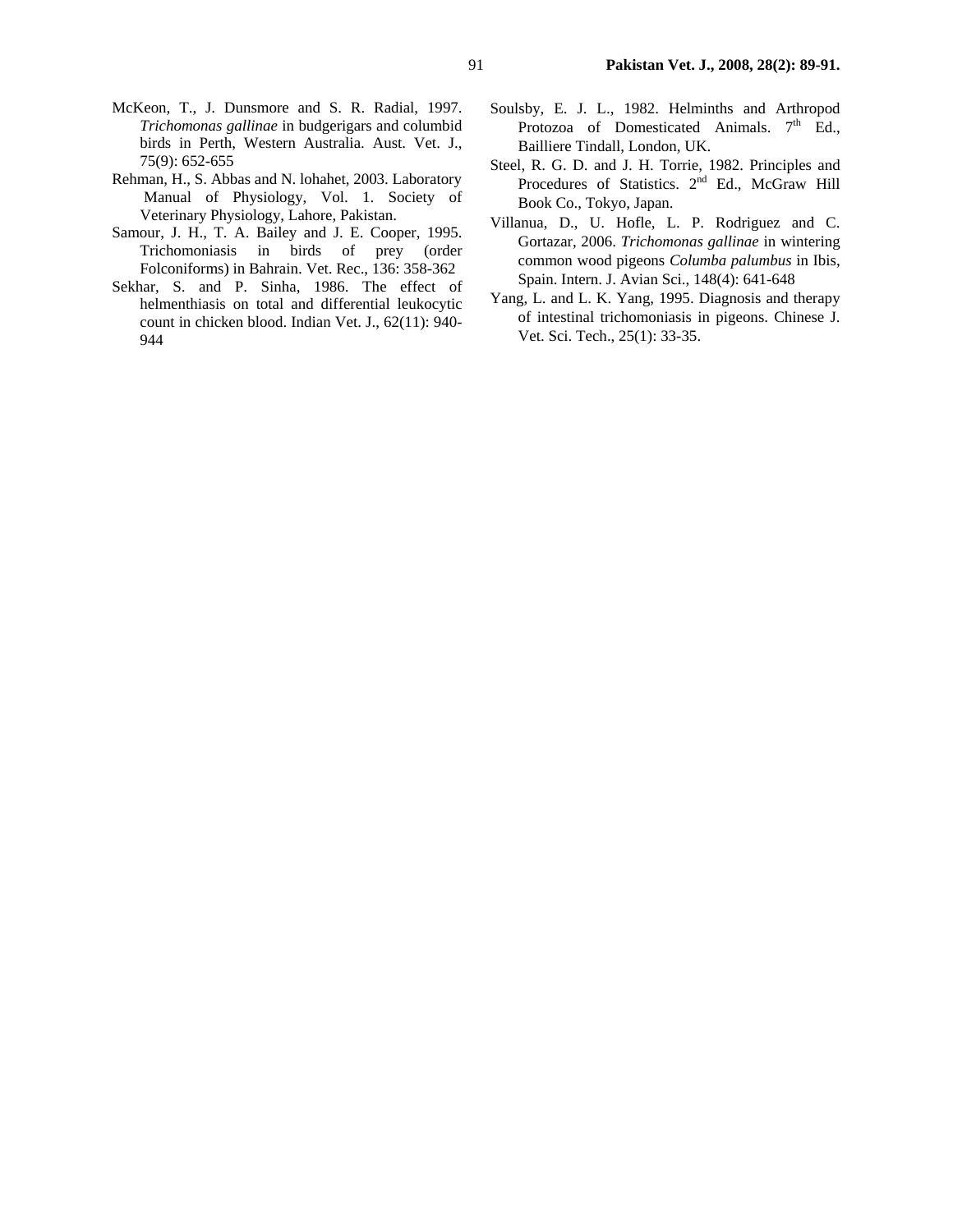McKeon, T., J. Dunsmore and S. R. Radial, 1997. *Trichomonas gallinae* in budgerigars and columbid birds in Perth, Western Australia. Aust. Vet. J., 75(9): 652-655

Rehman, H., S. Abbas and N. lohahet, 2003. Laboratory Manual of Physiology, Vol. 1. Society of Veterinary Physiology, Lahore, Pakistan.

Samour, J. H., T. A. Bailey and J. E. Cooper, 1995. Trichomoniasis in birds of prey (order Folconiforms) in Bahrain. Vet. Rec., 136: 358-362

Sekhar, S. and P. Sinha, 1986. The effect of helmenthiasis on total and differential leukocytic count in chicken blood. Indian Vet. J., 62(11): 940-944

Soulsby, E. J. L., 1982. Helminths and Arthropod Protozoa of Domesticated Animals. 7th Ed., Bailliere Tindall, London, UK.

Steel, R. G. D. and J. H. Torrie, 1982. Principles and Procedures of Statistics. 2nd Ed., McGraw Hill Book Co., Tokyo, Japan.

Villanua, D., U. Hofle, L. P. Rodriguez and C. Gortazar, 2006. *Trichomonas gallinae* in wintering common wood pigeons *Columba palumbus* in Ibis, Spain. Intern. J. Avian Sci., 148(4): 641-648

Yang, L. and L. K. Yang, 1995. Diagnosis and therapy of intestinal trichomoniasis in pigeons. Chinese J. Vet. Sci. Tech., 25(1): 33-35.